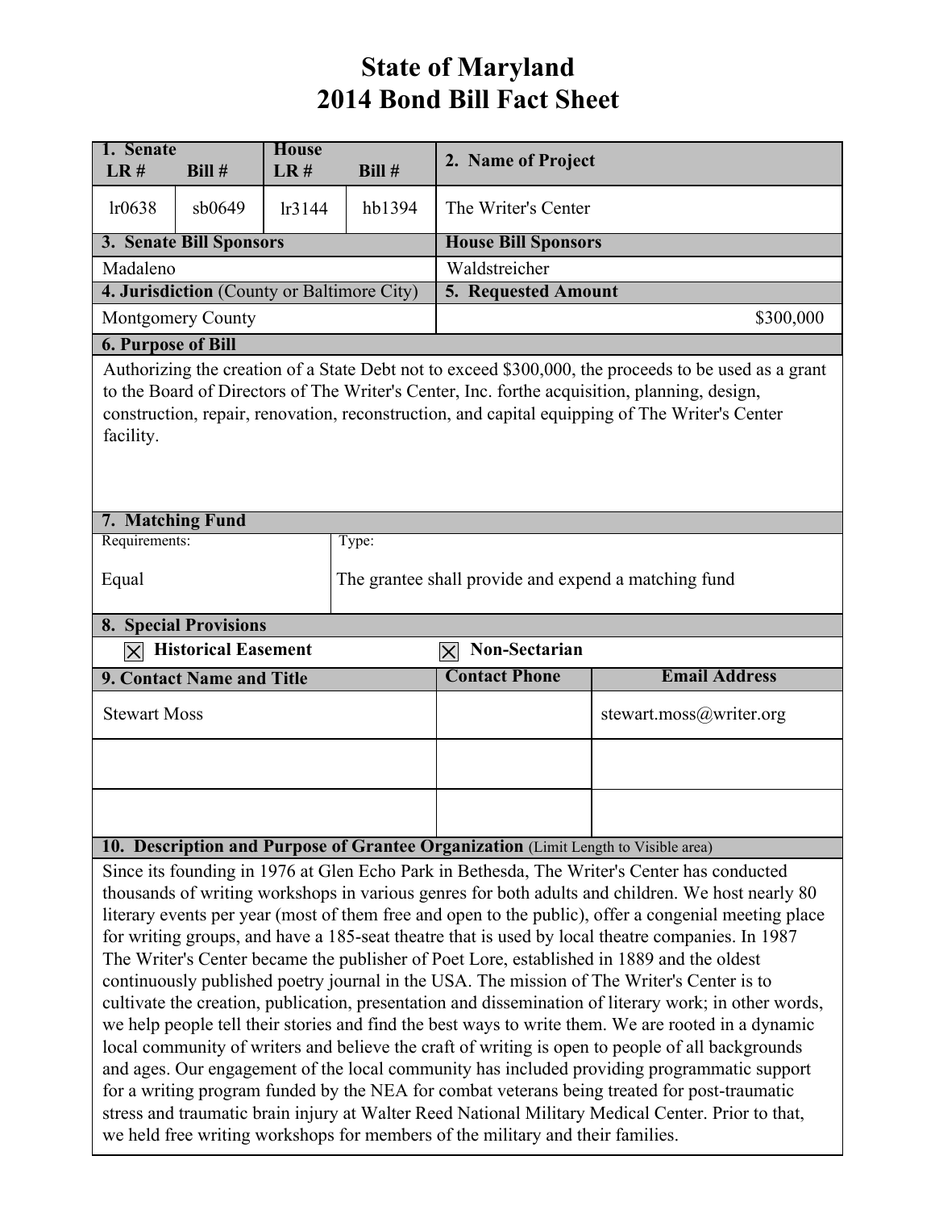# State of Maryland
# 2014 Bond Bill Fact Sheet

| 1. Senate LR # | Bill # | House LR # | Bill # | 2. Name of Project |
|---|---|---|---|---|
| lr0638 | sb0649 | lr3144 | hb1394 | The Writer's Center |

| 3. Senate Bill Sponsors | House Bill Sponsors |
|---|---|
| Madaleno | Waldstreicher |

| 4. Jurisdiction (County or Baltimore City) | 5. Requested Amount |
|---|---|
| Montgomery County | $300,000 |

**6. Purpose of Bill**

Authorizing the creation of a State Debt not to exceed $300,000, the proceeds to be used as a grant to the Board of Directors of The Writer's Center, Inc. forthe acquisition, planning, design, construction, repair, renovation, reconstruction, and capital equipping of The Writer's Center facility.

**7. Matching Fund**

| Requirements: | Type: |
|---|---|
| Equal | The grantee shall provide and expend a matching fund |

**8. Special Provisions**

- [X] Historical Easement
- [X] Non-Sectarian

| 9. Contact Name and Title | Contact Phone | Email Address |
|---|---|---|
| Stewart Moss | | stewart.moss@writer.org |
| | | |
| | | |

**10. Description and Purpose of Grantee Organization** (Limit Length to Visible area)

Since its founding in 1976 at Glen Echo Park in Bethesda, The Writer's Center has conducted thousands of writing workshops in various genres for both adults and children. We host nearly 80 literary events per year (most of them free and open to the public), offer a congenial meeting place for writing groups, and have a 185-seat theatre that is used by local theatre companies. In 1987 The Writer's Center became the publisher of Poet Lore, established in 1889 and the oldest continuously published poetry journal in the USA. The mission of The Writer's Center is to cultivate the creation, publication, presentation and dissemination of literary work; in other words, we help people tell their stories and find the best ways to write them. We are rooted in a dynamic local community of writers and believe the craft of writing is open to people of all backgrounds and ages. Our engagement of the local community has included providing programmatic support for a writing program funded by the NEA for combat veterans being treated for post-traumatic stress and traumatic brain injury at Walter Reed National Military Medical Center. Prior to that, we held free writing workshops for members of the military and their families.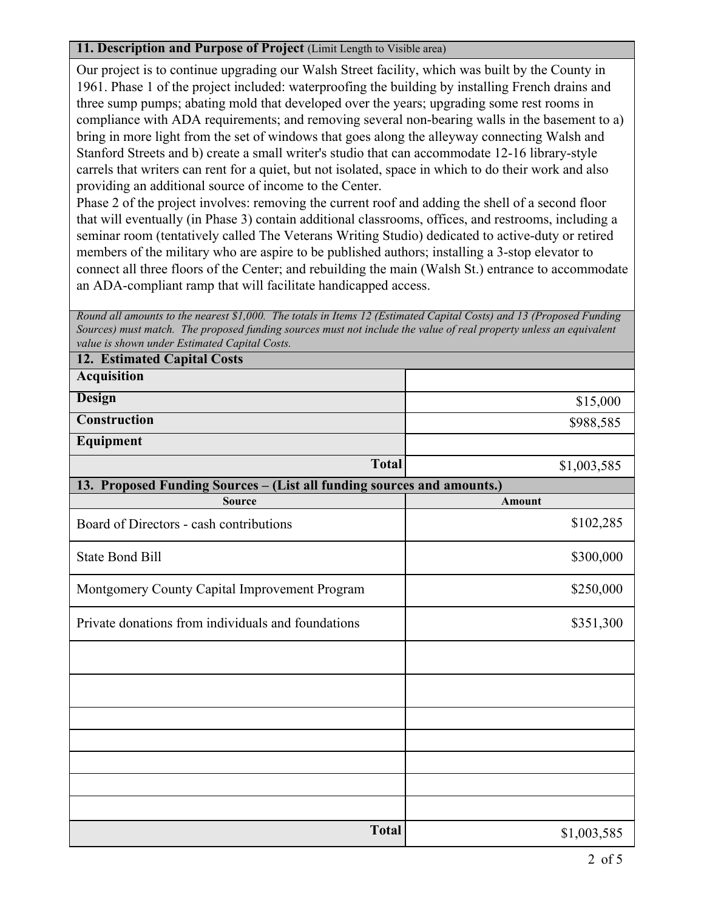## 11. Description and Purpose of Project (Limit Length to Visible area)

Our project is to continue upgrading our Walsh Street facility, which was built by the County in 1961. Phase 1 of the project included: waterproofing the building by installing French drains and three sump pumps; abating mold that developed over the years; upgrading some rest rooms in compliance with ADA requirements; and removing several non-bearing walls in the basement to a) bring in more light from the set of windows that goes along the alleyway connecting Walsh and Stanford Streets and b) create a small writer's studio that can accommodate 12-16 library-style carrels that writers can rent for a quiet, but not isolated, space in which to do their work and also providing an additional source of income to the Center.

Phase 2 of the project involves: removing the current roof and adding the shell of a second floor that will eventually (in Phase 3) contain additional classrooms, offices, and restrooms, including a seminar room (tentatively called The Veterans Writing Studio) dedicated to active-duty or retired members of the military who are aspire to be published authors; installing a 3-stop elevator to connect all three floors of the Center; and rebuilding the main (Walsh St.) entrance to accommodate an ADA-compliant ramp that will facilitate handicapped access.

*Round all amounts to the nearest $1,000. The totals in Items 12 (Estimated Capital Costs) and 13 (Proposed Funding Sources) must match. The proposed funding sources must not include the value of real property unless an equivalent value is shown under Estimated Capital Costs.*

## 12. Estimated Capital Costs

| | |
|---|---|
| **Acquisition** | |
| **Design** | $15,000 |
| **Construction** | $988,585 |
| **Equipment** | |
| **Total** | $1,003,585 |

## 13. Proposed Funding Sources – (List all funding sources and amounts.)

| Source | Amount |
|---|---|
| Board of Directors - cash contributions | $102,285 |
| State Bond Bill | $300,000 |
| Montgomery County Capital Improvement Program | $250,000 |
| Private donations from individuals and foundations | $351,300 |
| | |
| | |
| | |
| | |
| | |
| | |
| | |
| **Total** | $1,003,585 |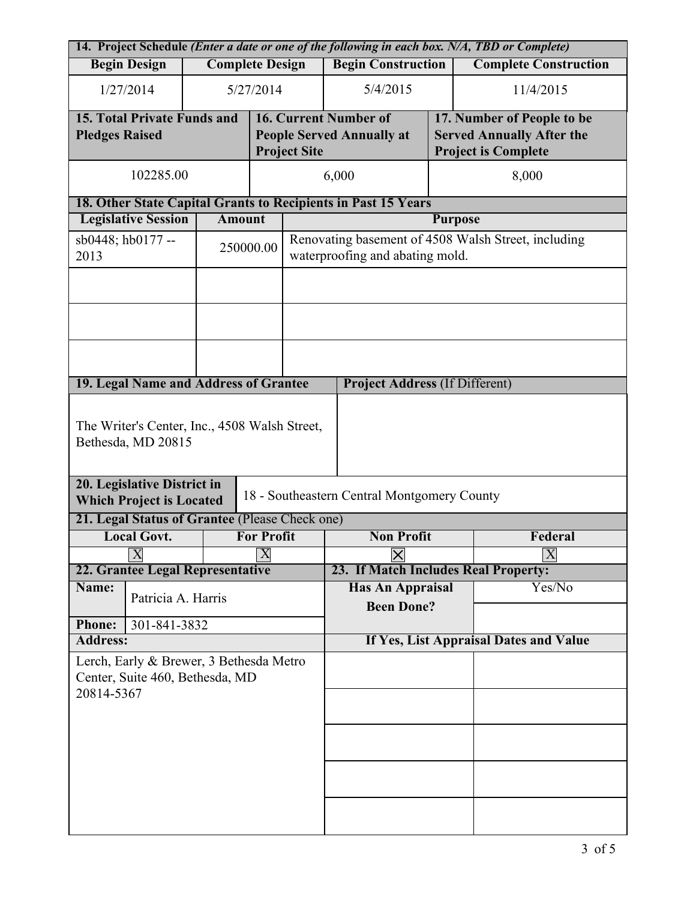| 14. Project Schedule *(Enter a date or one of the following in each box. N/A, TBD or Complete)* | | | |
|---|---|---|---|
| **Begin Design** | **Complete Design** | **Begin Construction** | **Complete Construction** |
| 1/27/2014 | 5/27/2014 | 5/4/2015 | 11/4/2015 |

| 15. Total Private Funds and Pledges Raised | 16. Current Number of People Served Annually at Project Site | 17. Number of People to be Served Annually After the Project is Complete |
|---|---|---|
| 102285.00 | 6,000 | 8,000 |

| 18. Other State Capital Grants to Recipients in Past 15 Years | | |
|---|---|---|
| **Legislative Session** | **Amount** | **Purpose** |
| sb0448; hb0177 -- 2013 | 250000.00 | Renovating basement of 4508 Walsh Street, including waterproofing and abating mold. |
| | | |
| | | |
| | | |

| 19. Legal Name and Address of Grantee | Project Address (If Different) |
|---|---|
| The Writer's Center, Inc., 4508 Walsh Street, Bethesda, MD 20815 | |

| 20. Legislative District in Which Project is Located | 18 - Southeastern Central Montgomery County |
|---|---|

| 21. Legal Status of Grantee (Please Check one) | | | |
|---|---|---|---|
| **Local Govt.** | **For Profit** | **Non Profit** | **Federal** |
| X | X | ☒ | X |

| 22. Grantee Legal Representative | | 23. If Match Includes Real Property: | |
|---|---|---|---|
| **Name:** | Patricia A. Harris | **Has An Appraisal Been Done?** | Yes/No |
| **Phone:** | 301-841-3832 | | |
| **Address:** | | **If Yes, List Appraisal Dates and Value** | |
| Lerch, Early & Brewer, 3 Bethesda Metro Center, Suite 460, Bethesda, MD 20814-5367 | | | |
| | | | |
| | | | |
| | | | |
| | | | |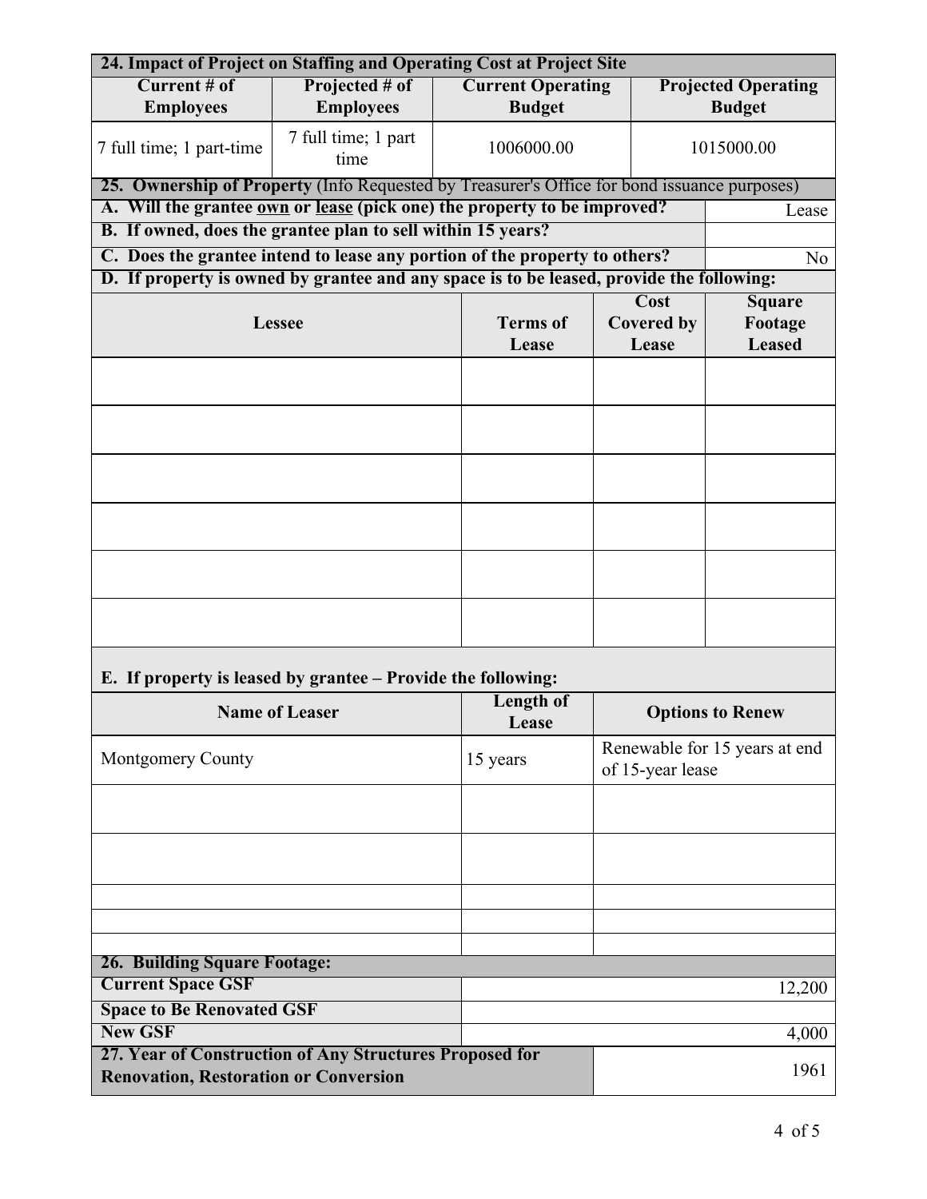## 24. Impact of Project on Staffing and Operating Cost at Project Site

| Current # of Employees | Projected # of Employees | Current Operating Budget | Projected Operating Budget |
|---|---|---|---|
| 7 full time; 1 part-time | 7 full time; 1 part time | 1006000.00 | 1015000.00 |

## 25. Ownership of Property (Info Requested by Treasurer's Office for bond issuance purposes)

| | |
|---|---|
| **A. Will the grantee own or lease (pick one) the property to be improved?** | Lease |
| **B. If owned, does the grantee plan to sell within 15 years?** | |
| **C. Does the grantee intend to lease any portion of the property to others?** | No |

**D. If property is owned by grantee and any space is to be leased, provide the following:**

| Lessee | Terms of Lease | Cost Covered by Lease | Square Footage Leased |
|---|---|---|---|
| | | | |
| | | | |
| | | | |
| | | | |
| | | | |
| | | | |

**E. If property is leased by grantee – Provide the following:**

| Name of Leaser | Length of Lease | Options to Renew |
|---|---|---|
| Montgomery County | 15 years | Renewable for 15 years at end of 15-year lease |
| | | |
| | | |
| | | |
| | | |
| | | |

## 26. Building Square Footage:

| | |
|---|---|
| **Current Space GSF** | 12,200 |
| **Space to Be Renovated GSF** | |
| **New GSF** | 4,000 |

| | |
|---|---|
| **27. Year of Construction of Any Structures Proposed for Renovation, Restoration or Conversion** | 1961 |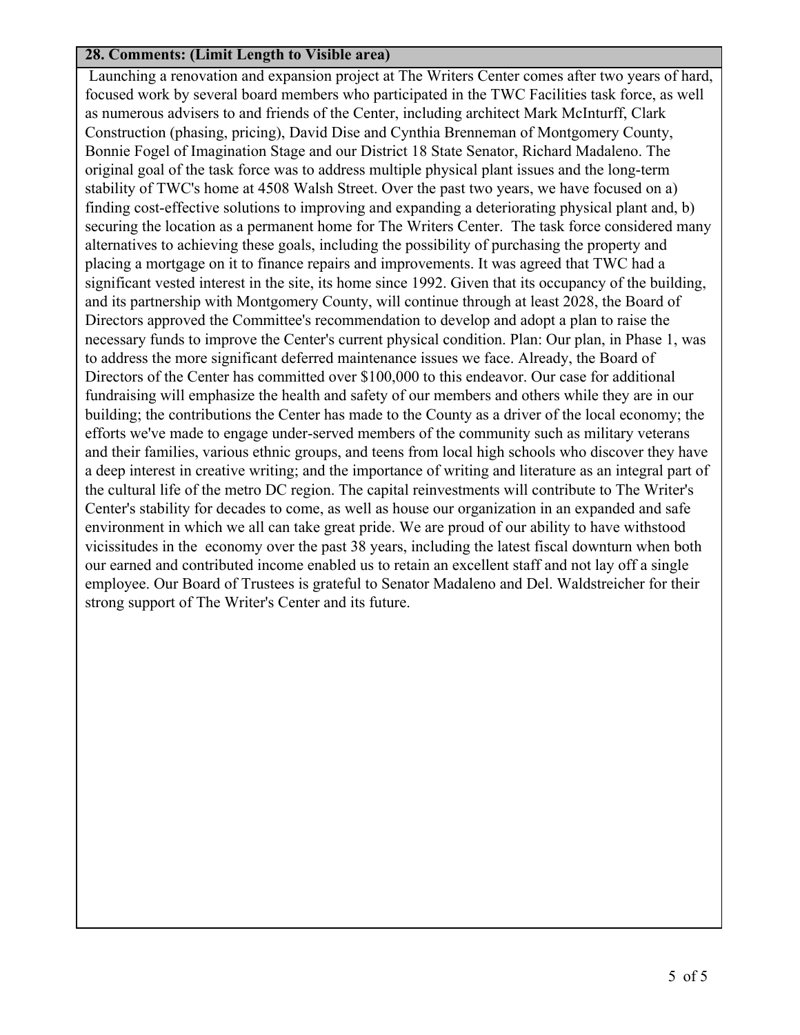**28. Comments: (Limit Length to Visible area)**

Launching a renovation and expansion project at The Writers Center comes after two years of hard, focused work by several board members who participated in the TWC Facilities task force, as well as numerous advisers to and friends of the Center, including architect Mark McInturff, Clark Construction (phasing, pricing), David Dise and Cynthia Brenneman of Montgomery County, Bonnie Fogel of Imagination Stage and our District 18 State Senator, Richard Madaleno. The original goal of the task force was to address multiple physical plant issues and the long-term stability of TWC's home at 4508 Walsh Street. Over the past two years, we have focused on a) finding cost-effective solutions to improving and expanding a deteriorating physical plant and, b) securing the location as a permanent home for The Writers Center. The task force considered many alternatives to achieving these goals, including the possibility of purchasing the property and placing a mortgage on it to finance repairs and improvements. It was agreed that TWC had a significant vested interest in the site, its home since 1992. Given that its occupancy of the building, and its partnership with Montgomery County, will continue through at least 2028, the Board of Directors approved the Committee's recommendation to develop and adopt a plan to raise the necessary funds to improve the Center's current physical condition. Plan: Our plan, in Phase 1, was to address the more significant deferred maintenance issues we face. Already, the Board of Directors of the Center has committed over $100,000 to this endeavor. Our case for additional fundraising will emphasize the health and safety of our members and others while they are in our building; the contributions the Center has made to the County as a driver of the local economy; the efforts we've made to engage under-served members of the community such as military veterans and their families, various ethnic groups, and teens from local high schools who discover they have a deep interest in creative writing; and the importance of writing and literature as an integral part of the cultural life of the metro DC region. The capital reinvestments will contribute to The Writer's Center's stability for decades to come, as well as house our organization in an expanded and safe environment in which we all can take great pride. We are proud of our ability to have withstood vicissitudes in the economy over the past 38 years, including the latest fiscal downturn when both our earned and contributed income enabled us to retain an excellent staff and not lay off a single employee. Our Board of Trustees is grateful to Senator Madaleno and Del. Waldstreicher for their strong support of The Writer's Center and its future.